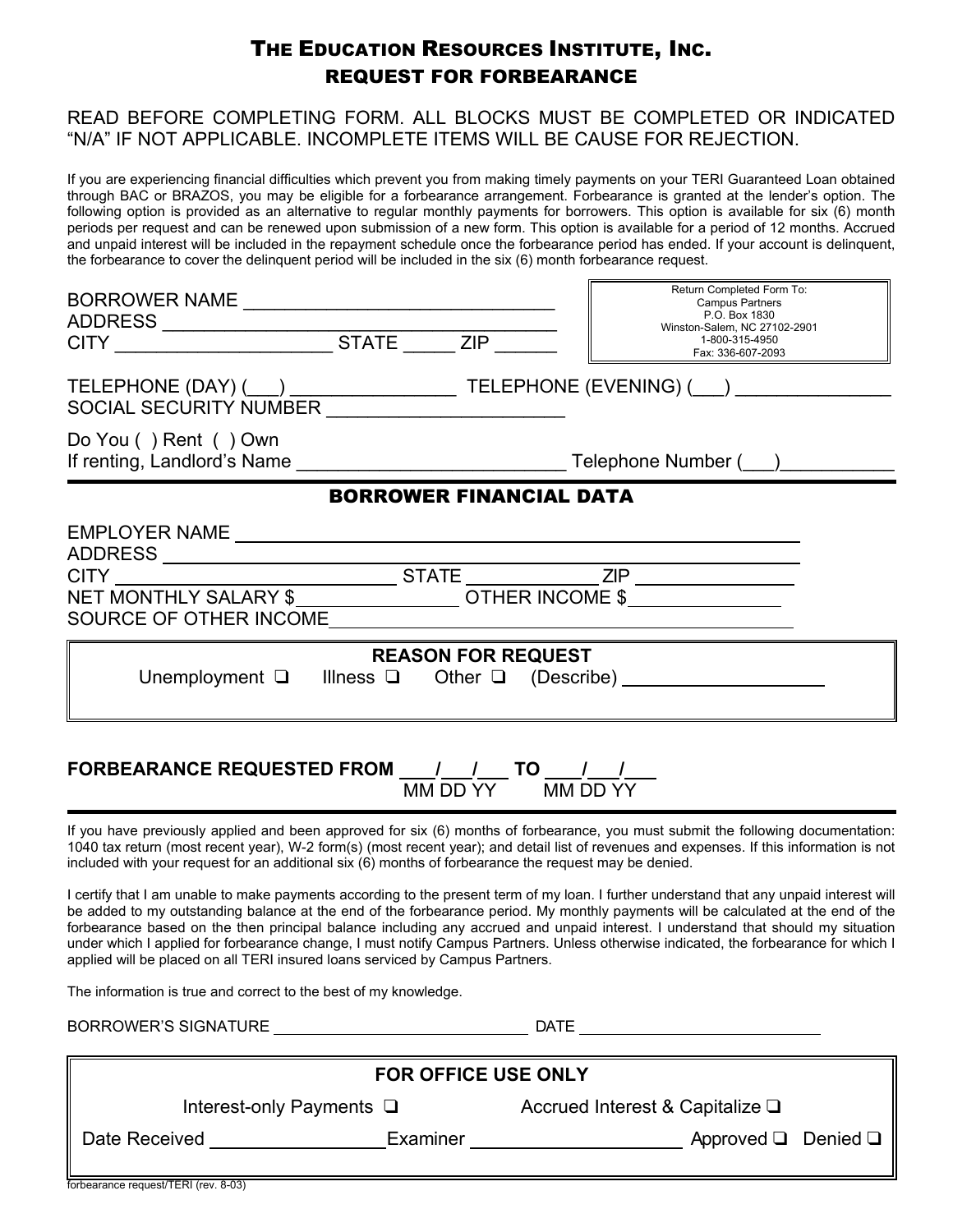# The Education Resources Institute, Inc.

## REQUEST FOR FORBEARANCE

READ BEFORE COMPLETING FORM. ALL BLOCKS MUST BE COMPLETED OR INDICATED "N/A" IF NOT APPLICABLE. INCOMPLETE ITEMS WILL BE CAUSE FOR REJECTION.

If you are experiencing financial difficulties which prevent you from making timely payments on your TERI Guaranteed Loan obtained through BAC or BRAZOS, you may be eligible for a forbearance arrangement. Forbearance is granted at the lender's option. The following option is provided as an alternative to regular monthly payments for borrowers. This option is available for six (6) month periods per request and can be renewed upon submission of a new form. This option is available for a period of 12 months. Accrued and unpaid interest will be included in the repayment schedule once the forbearance period has ended. If your account is delinquent, the forbearance to cover the delinquent period will be included in the six (6) month forbearance request.

Return Completed Form To:
Campus Partners
P.O. Box 1830
Winston-Salem, NC 27102-2901
1-800-315-4950
Fax: 336-607-2093

BORROWER NAME ______________________________
ADDRESS ______________________________
CITY ____________________ STATE _____ ZIP ______

TELEPHONE (DAY) (___) ________________ TELEPHONE (EVENING) (___) ______________
SOCIAL SECURITY NUMBER ______________________

Do You ( ) Rent ( ) Own
If renting, Landlord's Name __________________________ Telephone Number (___)__________

## BORROWER FINANCIAL DATA

EMPLOYER NAME ______________________________
ADDRESS ______________________________
CITY ____________________ STATE ____________ ZIP ______________
NET MONTHLY SALARY $______________ OTHER INCOME $______________
SOURCE OF OTHER INCOME ______________________________

### REASON FOR REQUEST

Unemployment ❑ Illness ❑ Other ❑ (Describe) ____________________

**FORBEARANCE REQUESTED FROM ___/___/___ TO ___/___/___**
MM DD YY MM DD YY

If you have previously applied and been approved for six (6) months of forbearance, you must submit the following documentation: 1040 tax return (most recent year), W-2 form(s) (most recent year); and detail list of revenues and expenses. If this information is not included with your request for an additional six (6) months of forbearance the request may be denied.

I certify that I am unable to make payments according to the present term of my loan. I further understand that any unpaid interest will be added to my outstanding balance at the end of the forbearance period. My monthly payments will be calculated at the end of the forbearance based on the then principal balance including any accrued and unpaid interest. I understand that should my situation under which I applied for forbearance change, I must notify Campus Partners. Unless otherwise indicated, the forbearance for which I applied will be placed on all TERI insured loans serviced by Campus Partners.

The information is true and correct to the best of my knowledge.

BORROWER'S SIGNATURE ______________________________ DATE ____________________

### FOR OFFICE USE ONLY

Interest-only Payments ❑ Accrued Interest & Capitalize ❑

Date Received ______________ Examiner ____________________ Approved ❑ Denied ❑

forbearance request/TERI (rev. 8-03)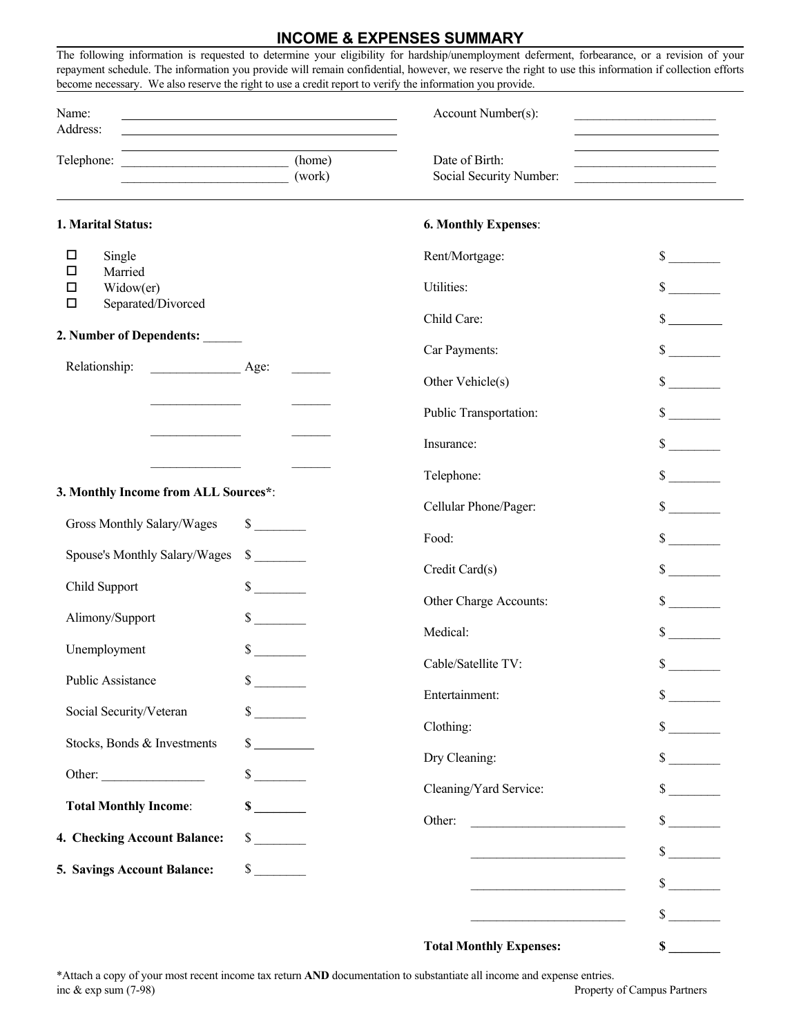# INCOME & EXPENSES SUMMARY

The following information is requested to determine your eligibility for hardship/unemployment deferment, forbearance, or a revision of your repayment schedule. The information you provide will remain confidential, however, we reserve the right to use this information if collection efforts become necessary. We also reserve the right to use a credit report to verify the information you provide.

Name: ______________________________

Address: ______________________________

______________________________

Telephone: ______________________ (home)

______________________ (work)

Account Number(s): ____________________

____________________

____________________

Date of Birth: ____________________

Social Security Number: ____________________

**1. Marital Status:**

- ☐ Single
- ☐ Married
- ☐ Widow(er)
- ☐ Separated/Divorced

**2. Number of Dependents:** ______

| Relationship: | Age: |
|---|---|
| ____________ | ______ |
| ____________ | ______ |
| ____________ | ______ |
| ____________ | ______ |

**3. Monthly Income from ALL Sources***:

| | |
|---|---|
| Gross Monthly Salary/Wages | $ ________ |
| Spouse's Monthly Salary/Wages | $ ________ |
| Child Support | $ ________ |
| Alimony/Support | $ ________ |
| Unemployment | $ ________ |
| Public Assistance | $ ________ |
| Social Security/Veteran | $ ________ |
| Stocks, Bonds & Investments | $ ________ |
| Other: ______________ | $ ________ |
| **Total Monthly Income**: | **$ ________** |

**4. Checking Account Balance:** $ ________

**5. Savings Account Balance:** $ ________

**6. Monthly Expenses**:

| | |
|---|---|
| Rent/Mortgage: | $ ________ |
| Utilities: | $ ________ |
| Child Care: | $ ________ |
| Car Payments: | $ ________ |
| Other Vehicle(s) | $ ________ |
| Public Transportation: | $ ________ |
| Insurance: | $ ________ |
| Telephone: | $ ________ |
| Cellular Phone/Pager: | $ ________ |
| Food: | $ ________ |
| Credit Card(s) | $ ________ |
| Other Charge Accounts: | $ ________ |
| Medical: | $ ________ |
| Cable/Satellite TV: | $ ________ |
| Entertainment: | $ ________ |
| Clothing: | $ ________ |
| Dry Cleaning: | $ ________ |
| Cleaning/Yard Service: | $ ________ |
| Other: ____________________ | $ ________ |
| ____________________ | $ ________ |
| ____________________ | $ ________ |
| ____________________ | $ ________ |
| **Total Monthly Expenses:** | **$ ________** |

*Attach a copy of your most recent income tax return **AND** documentation to substantiate all income and expense entries.

inc & exp sum (7-98) Property of Campus Partners